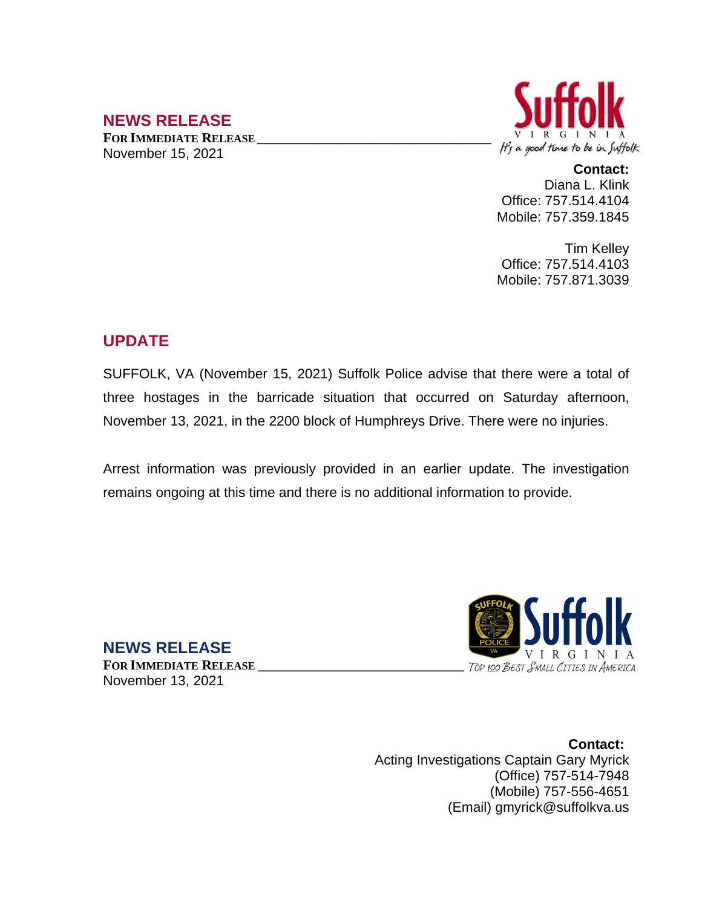## NEWS RELEASE

**FOR IMMEDIATE RELEASE**
November 15, 2021

Suffolk
VIRGINIA
It's a good time to be in Suffolk

**Contact:**
Diana L. Klink
Office: 757.514.4104
Mobile: 757.359.1845

Tim Kelley
Office: 757.514.4103
Mobile: 757.871.3039

## UPDATE

SUFFOLK, VA (November 15, 2021) Suffolk Police advise that there were a total of three hostages in the barricade situation that occurred on Saturday afternoon, November 13, 2021, in the 2200 block of Humphreys Drive. There were no injuries.

Arrest information was previously provided in an earlier update. The investigation remains ongoing at this time and there is no additional information to provide.

## NEWS RELEASE

**FOR IMMEDIATE RELEASE**
November 13, 2021

Suffolk
VIRGINIA
TOP 100 BEST SMALL CITIES IN AMERICA

**Contact:**
Acting Investigations Captain Gary Myrick
(Office) 757-514-7948
(Mobile) 757-556-4651
(Email) gmyrick@suffolkva.us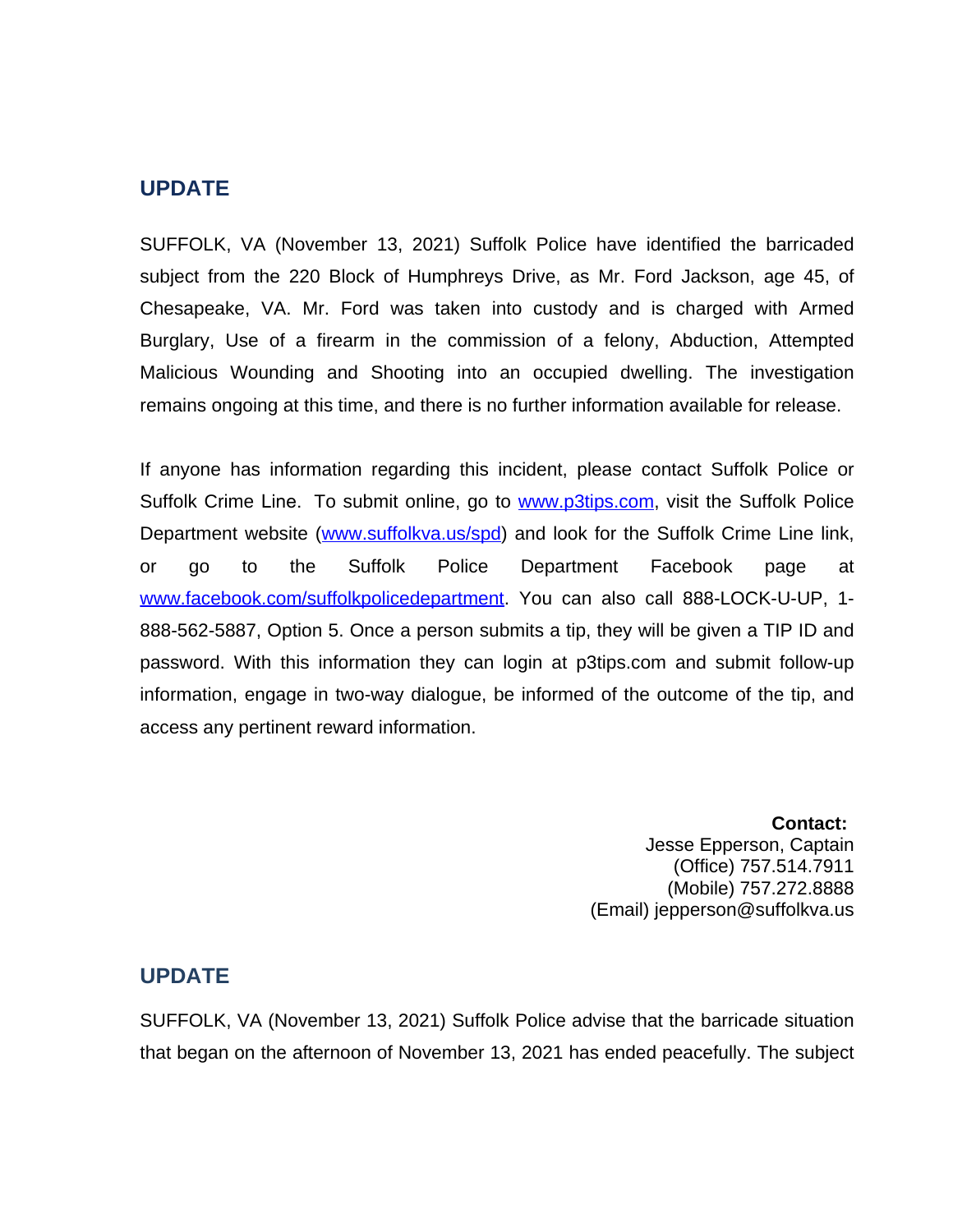## UPDATE

SUFFOLK, VA (November 13, 2021) Suffolk Police have identified the barricaded subject from the 220 Block of Humphreys Drive, as Mr. Ford Jackson, age 45, of Chesapeake, VA. Mr. Ford was taken into custody and is charged with Armed Burglary, Use of a firearm in the commission of a felony, Abduction, Attempted Malicious Wounding and Shooting into an occupied dwelling. The investigation remains ongoing at this time, and there is no further information available for release.

If anyone has information regarding this incident, please contact Suffolk Police or Suffolk Crime Line. To submit online, go to [www.p3tips.com](http://www.p3tips.com), visit the Suffolk Police Department website ([www.suffolkva.us/spd](http://www.suffolkva.us/spd)) and look for the Suffolk Crime Line link, or go to the Suffolk Police Department Facebook page at [www.facebook.com/suffolkpolicedepartment](http://www.facebook.com/suffolkpolicedepartment). You can also call 888-LOCK-U-UP, 1-888-562-5887, Option 5. Once a person submits a tip, they will be given a TIP ID and password. With this information they can login at p3tips.com and submit follow-up information, engage in two-way dialogue, be informed of the outcome of the tip, and access any pertinent reward information.

**Contact:**
Jesse Epperson, Captain
(Office) 757.514.7911
(Mobile) 757.272.8888
(Email) jepperson@suffolkva.us

## UPDATE

SUFFOLK, VA (November 13, 2021) Suffolk Police advise that the barricade situation that began on the afternoon of November 13, 2021 has ended peacefully. The subject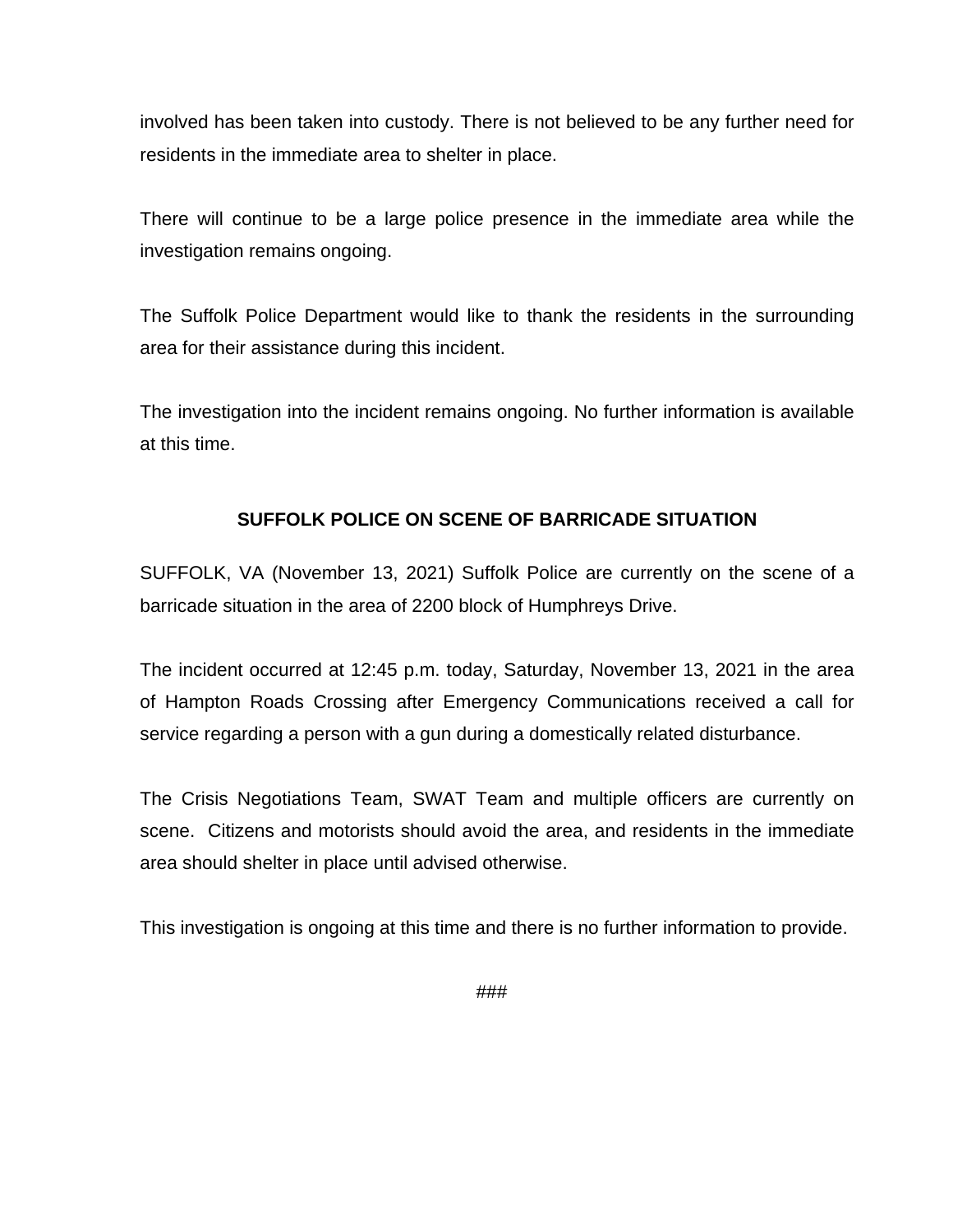involved has been taken into custody. There is not believed to be any further need for residents in the immediate area to shelter in place.

There will continue to be a large police presence in the immediate area while the investigation remains ongoing.

The Suffolk Police Department would like to thank the residents in the surrounding area for their assistance during this incident.

The investigation into the incident remains ongoing. No further information is available at this time.

## SUFFOLK POLICE ON SCENE OF BARRICADE SITUATION

SUFFOLK, VA (November 13, 2021) Suffolk Police are currently on the scene of a barricade situation in the area of 2200 block of Humphreys Drive.

The incident occurred at 12:45 p.m. today, Saturday, November 13, 2021 in the area of Hampton Roads Crossing after Emergency Communications received a call for service regarding a person with a gun during a domestically related disturbance.

The Crisis Negotiations Team, SWAT Team and multiple officers are currently on scene. Citizens and motorists should avoid the area, and residents in the immediate area should shelter in place until advised otherwise.

This investigation is ongoing at this time and there is no further information to provide.

###